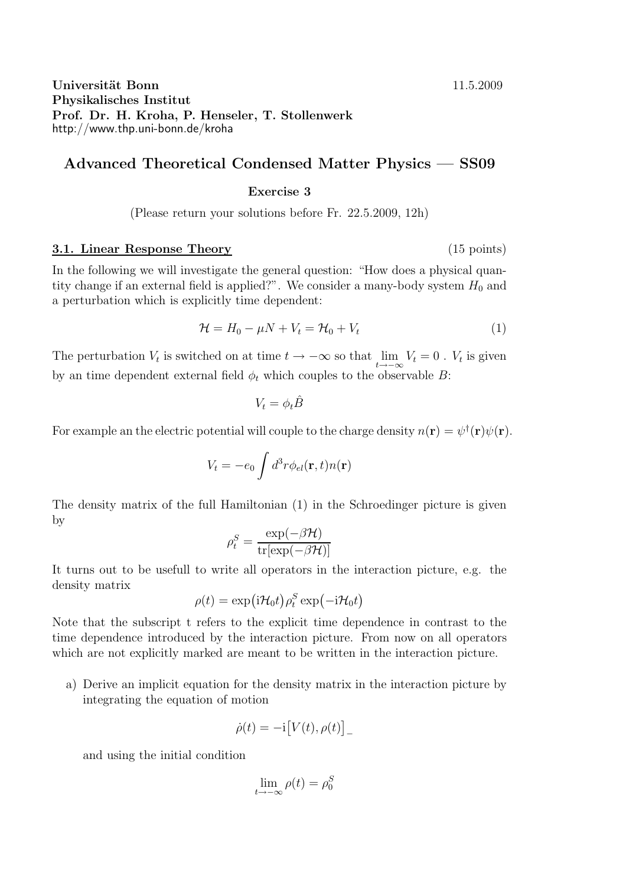**Universität Bonn** 11.5.2009
**Physikalisches Institut**
**Prof. Dr. H. Kroha, P. Henseler, T. Stollenwerk**
http://www.thp.uni-bonn.de/kroha

# Advanced Theoretical Condensed Matter Physics — SS09

**Exercise 3**

(Please return your solutions before Fr. 22.5.2009, 12h)

## 3.1. Linear Response Theory (15 points)

In the following we will investigate the general question: "How does a physical quantity change if an external field is applied?". We consider a many-body system $H_0$ and a perturbation which is explicitly time dependent:

$$\mathcal{H} = H_0 - \mu N + V_t = \mathcal{H}_0 + V_t \tag{1}$$

The perturbation $V_t$ is switched on at time $t \to -\infty$ so that $\lim_{t \to -\infty} V_t = 0$ . $V_t$ is given by an time dependent external field $\phi_t$ which couples to the observable $B$:

$$V_t = \phi_t \hat{B}$$

For example an the electric potential will couple to the charge density $n(\mathbf{r}) = \psi^\dagger(\mathbf{r})\psi(\mathbf{r})$.

$$V_t = -e_0 \int d^3r \phi_{el}(\mathbf{r}, t) n(\mathbf{r})$$

The density matrix of the full Hamiltonian (1) in the Schroedinger picture is given by

$$\rho_t^S = \frac{\exp(-\beta\mathcal{H})}{\mathrm{tr}[\exp(-\beta\mathcal{H})]}$$

It turns out to be usefull to write all operators in the interaction picture, e.g. the density matrix

$$\rho(t) = \exp\big(\mathrm{i}\mathcal{H}_0 t\big)\rho_t^S \exp\big(-\mathrm{i}\mathcal{H}_0 t\big)$$

Note that the subscript t refers to the explicit time dependence in contrast to the time dependence introduced by the interaction picture. From now on all operators which are not explicitly marked are meant to be written in the interaction picture.

a) Derive an implicit equation for the density matrix in the interaction picture by integrating the equation of motion

$$\dot{\rho}(t) = -\mathrm{i}\big[V(t), \rho(t)\big]_-$$

and using the initial condition

$$\lim_{t \to -\infty} \rho(t) = \rho_0^S$$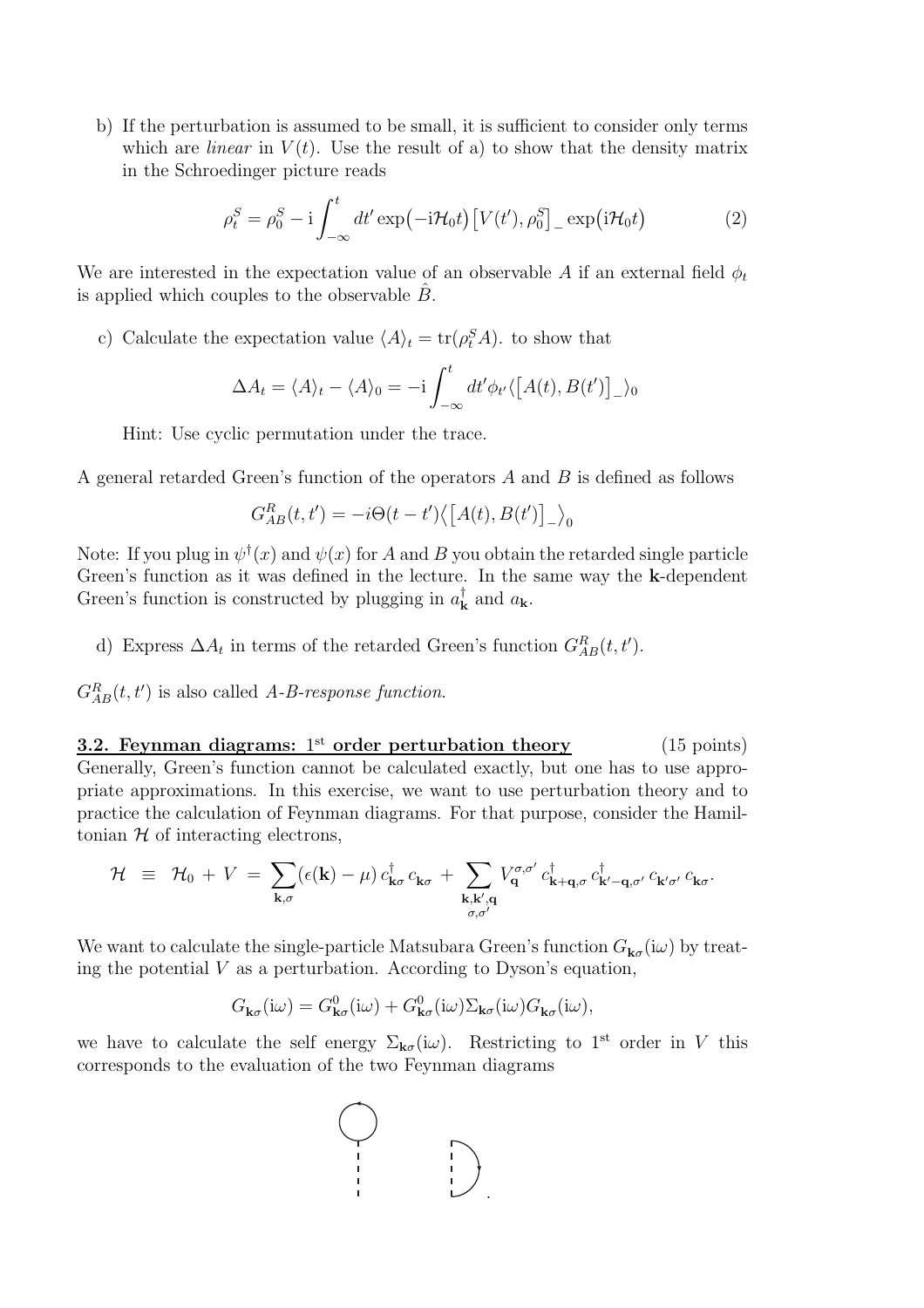b) If the perturbation is assumed to be small, it is sufficient to consider only terms which are *linear* in $V(t)$. Use the result of a) to show that the density matrix in the Schroedinger picture reads

$$\rho_t^S = \rho_0^S - \mathrm{i} \int_{-\infty}^{t} dt' \exp\bigl(-\mathrm{i}\mathcal{H}_0 t\bigr) \bigl[V(t'), \rho_0^S\bigr]_- \exp\bigl(\mathrm{i}\mathcal{H}_0 t\bigr) \tag{2}$$

We are interested in the expectation value of an observable $A$ if an external field $\phi_t$ is applied which couples to the observable $\hat{B}$.

c) Calculate the expectation value $\langle A \rangle_t = \mathrm{tr}(\rho_t^S A)$. to show that

$$\Delta A_t = \langle A \rangle_t - \langle A \rangle_0 = -\mathrm{i} \int_{-\infty}^{t} dt' \phi_{t'} \langle \bigl[A(t), B(t')\bigr]_- \rangle_0$$

Hint: Use cyclic permutation under the trace.

A general retarded Green's function of the operators $A$ and $B$ is defined as follows

$$G_{AB}^R(t, t') = -i\Theta(t - t') \bigl\langle \bigl[A(t), B(t')\bigr]_- \bigr\rangle_0$$

Note: If you plug in $\psi^\dagger(x)$ and $\psi(x)$ for $A$ and $B$ you obtain the retarded single particle Green's function as it was defined in the lecture. In the same way the $\mathbf{k}$-dependent Green's function is constructed by plugging in $a_{\mathbf{k}}^\dagger$ and $a_{\mathbf{k}}$.

d) Express $\Delta A_t$ in terms of the retarded Green's function $G_{AB}^R(t, t')$.

$G_{AB}^R(t, t')$ is also called *A-B-response function*.

**3.2. Feynman diagrams: 1st order perturbation theory** (15 points)

Generally, Green's function cannot be calculated exactly, but one has to use appropriate approximations. In this exercise, we want to use perturbation theory and to practice the calculation of Feynman diagrams. For that purpose, consider the Hamiltonian $\mathcal{H}$ of interacting electrons,

$$\mathcal{H} \;\equiv\; \mathcal{H}_0 + V \;=\; \sum_{\mathbf{k},\sigma} (\epsilon(\mathbf{k}) - \mu)\, c_{\mathbf{k}\sigma}^\dagger\, c_{\mathbf{k}\sigma} \;+\; \sum_{\substack{\mathbf{k},\mathbf{k}',\mathbf{q} \\ \sigma,\sigma'}} V_{\mathbf{q}}^{\sigma,\sigma'}\, c_{\mathbf{k}+\mathbf{q},\sigma}^\dagger\, c_{\mathbf{k}'-\mathbf{q},\sigma'}^\dagger\, c_{\mathbf{k}'\sigma'}\, c_{\mathbf{k}\sigma}.$$

We want to calculate the single-particle Matsubara Green's function $G_{\mathbf{k}\sigma}(\mathrm{i}\omega)$ by treating the potential $V$ as a perturbation. According to Dyson's equation,

$$G_{\mathbf{k}\sigma}(\mathrm{i}\omega) = G_{\mathbf{k}\sigma}^0(\mathrm{i}\omega) + G_{\mathbf{k}\sigma}^0(\mathrm{i}\omega)\Sigma_{\mathbf{k}\sigma}(\mathrm{i}\omega)G_{\mathbf{k}\sigma}(\mathrm{i}\omega),$$

we have to calculate the self energy $\Sigma_{\mathbf{k}\sigma}(\mathrm{i}\omega)$. Restricting to 1st order in $V$ this corresponds to the evaluation of the two Feynman diagrams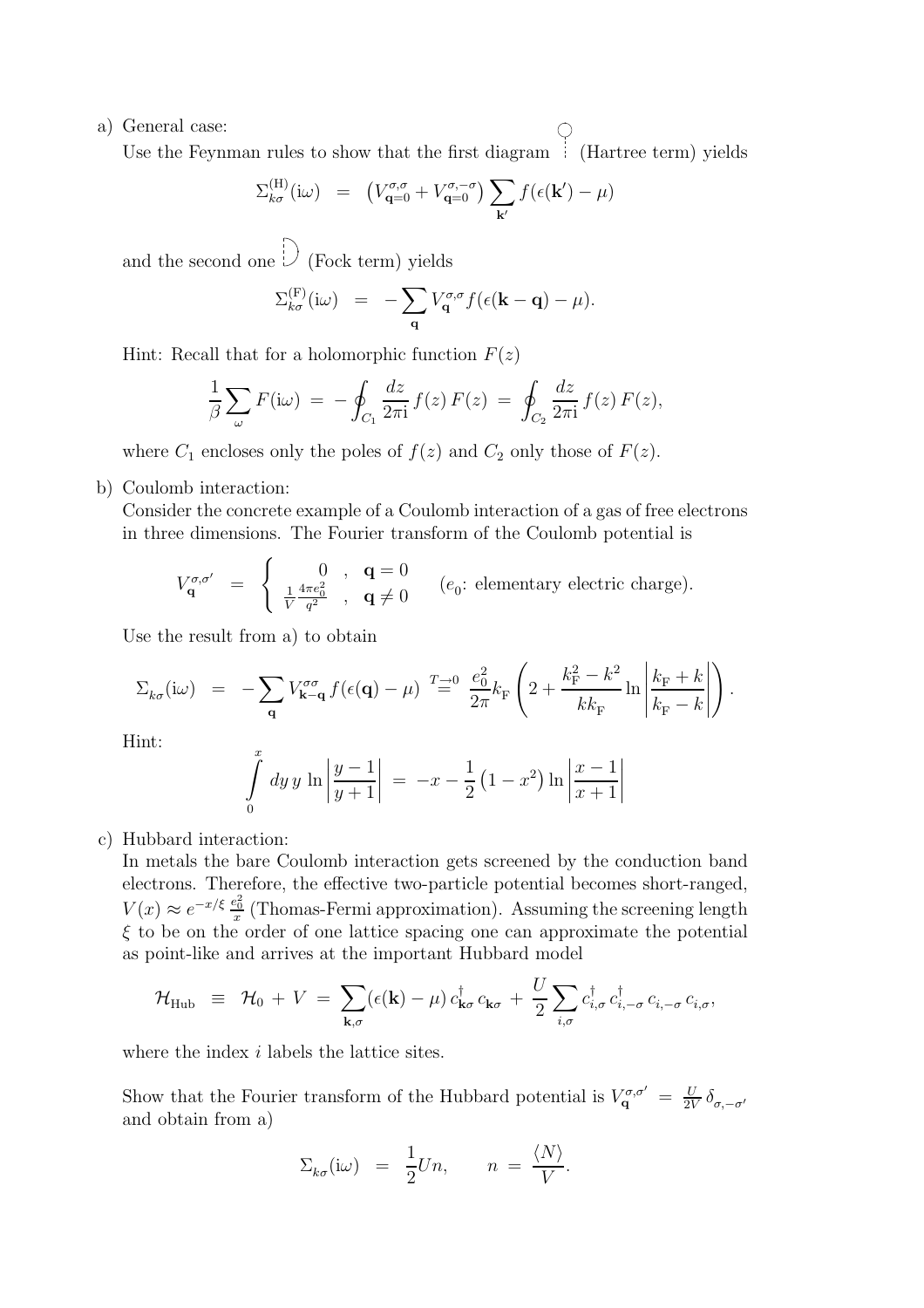a) General case:
   Use the Feynman rules to show that the first diagram (Hartree term) yields

$$\Sigma^{(\mathrm{H})}_{k\sigma}(\mathrm{i}\omega) \;=\; \left(V^{\sigma,\sigma}_{\mathbf{q}=0} + V^{\sigma,-\sigma}_{\mathbf{q}=0}\right) \sum_{\mathbf{k}'} f(\epsilon(\mathbf{k}') - \mu)$$

   and the second one (Fock term) yields

$$\Sigma^{(\mathrm{F})}_{k\sigma}(\mathrm{i}\omega) \;=\; -\sum_{\mathbf{q}} V^{\sigma,\sigma}_{\mathbf{q}} f(\epsilon(\mathbf{k}-\mathbf{q}) - \mu).$$

   Hint: Recall that for a holomorphic function $F(z)$

$$\frac{1}{\beta}\sum_{\omega} F(\mathrm{i}\omega) \;=\; -\oint_{C_1} \frac{dz}{2\pi\mathrm{i}}\, f(z)\, F(z) \;=\; \oint_{C_2} \frac{dz}{2\pi\mathrm{i}}\, f(z)\, F(z),$$

   where $C_1$ encloses only the poles of $f(z)$ and $C_2$ only those of $F(z)$.

b) Coulomb interaction:
   Consider the concrete example of a Coulomb interaction of a gas of free electrons in three dimensions. The Fourier transform of the Coulomb potential is

$$V^{\sigma,\sigma'}_{\mathbf{q}} \;=\; \begin{cases} 0 & , \;\; \mathbf{q}=0 \\ \frac{1}{V}\frac{4\pi e_0^2}{q^2} & , \;\; \mathbf{q}\neq 0 \end{cases} \qquad (e_0\text{: elementary electric charge}).$$

   Use the result from a) to obtain

$$\Sigma_{k\sigma}(\mathrm{i}\omega) \;=\; -\sum_{\mathbf{q}} V^{\sigma\sigma}_{\mathbf{k}-\mathbf{q}} f(\epsilon(\mathbf{q}) - \mu) \overset{T\to 0}{=} \frac{e_0^2}{2\pi} k_{\mathrm{F}} \left(2 + \frac{k_{\mathrm{F}}^2 - k^2}{k k_{\mathrm{F}}} \ln\left|\frac{k_{\mathrm{F}}+k}{k_{\mathrm{F}}-k}\right|\right).$$

   Hint:

$$\int_0^x dy\, y\, \ln\left|\frac{y-1}{y+1}\right| \;=\; -x - \frac{1}{2}\left(1-x^2\right)\ln\left|\frac{x-1}{x+1}\right|$$

c) Hubbard interaction:
   In metals the bare Coulomb interaction gets screened by the conduction band electrons. Therefore, the effective two-particle potential becomes short-ranged, $V(x) \approx e^{-x/\xi}\,\frac{e_0^2}{x}$ (Thomas-Fermi approximation). Assuming the screening length $\xi$ to be on the order of one lattice spacing one can approximate the potential as point-like and arrives at the important Hubbard model

$$\mathcal{H}_{\mathrm{Hub}} \;\equiv\; \mathcal{H}_0 + V \;=\; \sum_{\mathbf{k},\sigma} (\epsilon(\mathbf{k}) - \mu)\, c^\dagger_{\mathbf{k}\sigma} c_{\mathbf{k}\sigma} + \frac{U}{2}\sum_{i,\sigma} c^\dagger_{i,\sigma} c^\dagger_{i,-\sigma} c_{i,-\sigma} c_{i,\sigma},$$

   where the index $i$ labels the lattice sites.

   Show that the Fourier transform of the Hubbard potential is $V^{\sigma,\sigma'}_{\mathbf{q}} \;=\; \frac{U}{2V}\,\delta_{\sigma,-\sigma'}$ and obtain from a)

$$\Sigma_{k\sigma}(\mathrm{i}\omega) \;=\; \frac{1}{2} U n, \qquad n \;=\; \frac{\langle N\rangle}{V}.$$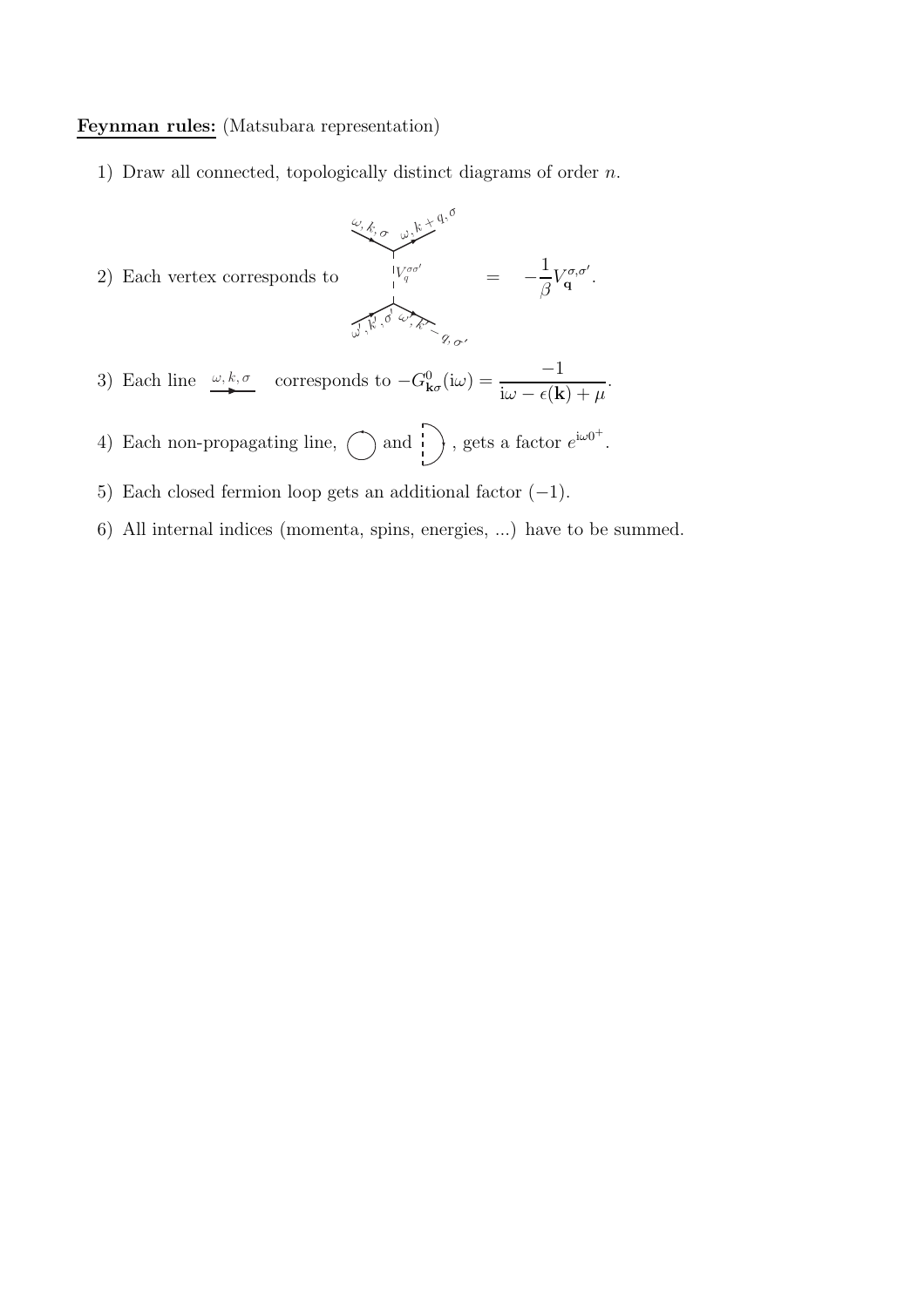**Feynman rules:** (Matsubara representation)

1) Draw all connected, topologically distinct diagrams of order $n$.

2) Each vertex corresponds to

$\omega, k, \sigma$ $\quad \omega, k+q, \sigma$

$V_q^{\sigma\sigma'}$

$\omega', k', \sigma'$ $\quad \omega', k'-q, \sigma'$

$$= \quad -\frac{1}{\beta} V_{\mathbf{q}}^{\sigma,\sigma'}.$$

3) Each line $\omega, k, \sigma$ corresponds to $-G^0_{\mathbf{k}\sigma}(\mathrm{i}\omega) = \dfrac{-1}{\mathrm{i}\omega - \epsilon(\mathbf{k}) + \mu}$.

4) Each non-propagating line, and , gets a factor $e^{\mathrm{i}\omega 0^+}$.

5) Each closed fermion loop gets an additional factor $(-1)$.

6) All internal indices (momenta, spins, energies, ...) have to be summed.